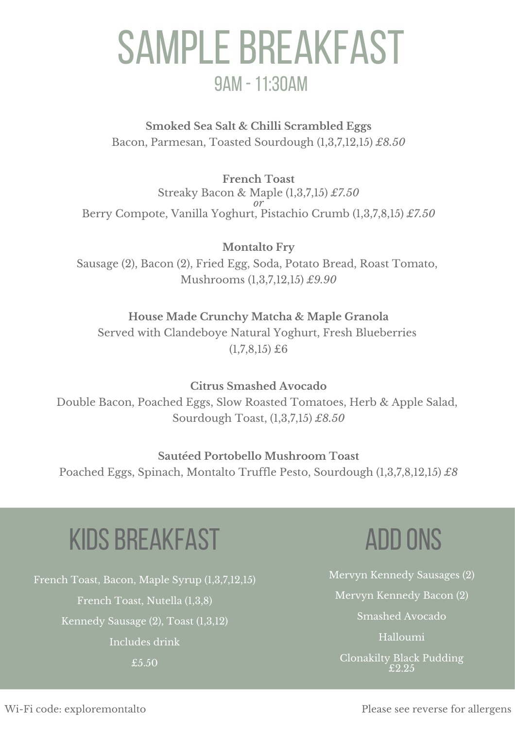# SAMPLE BREAKFAST

## 9AM - 11:30AM

**Smoked Sea Salt & Chilli Scrambled Eggs**
Bacon, Parmesan, Toasted Sourdough (1,3,7,12,15) *£8.50*

**French Toast**
Streaky Bacon & Maple (1,3,7,15) *£7.50*
*or*
Berry Compote, Vanilla Yoghurt, Pistachio Crumb (1,3,7,8,15) *£7.50*

**Montalto Fry**
Sausage (2), Bacon (2), Fried Egg, Soda, Potato Bread, Roast Tomato, Mushrooms (1,3,7,12,15) *£9.90*

**House Made Crunchy Matcha & Maple Granola**
Served with Clandeboye Natural Yoghurt, Fresh Blueberries (1,7,8,15) £6

**Citrus Smashed Avocado**
Double Bacon, Poached Eggs, Slow Roasted Tomatoes, Herb & Apple Salad, Sourdough Toast, (1,3,7,15) *£8.50*

**Sautéed Portobello Mushroom Toast**
Poached Eggs, Spinach, Montalto Truffle Pesto, Sourdough (1,3,7,8,12,15) *£8*

## KIDS BREAKFAST

French Toast, Bacon, Maple Syrup (1,3,7,12,15)

French Toast, Nutella (1,3,8)

Kennedy Sausage (2), Toast (1,3,12)

Includes drink

£5.50

## ADD ONS

Mervyn Kennedy Sausages (2)

Mervyn Kennedy Bacon (2)

Smashed Avocado

Halloumi

Clonakilty Black Pudding

£2.25

Wi-Fi code: exploremontalto

Please see reverse for allergens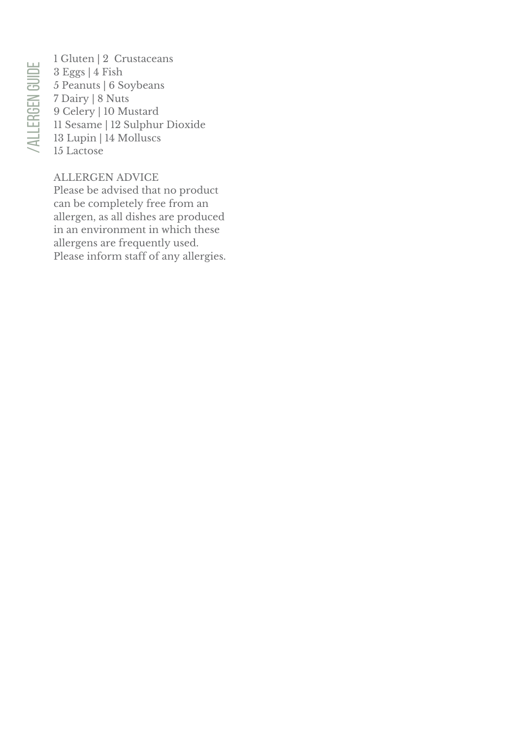# /ALLERGEN GUIDE

1 Gluten | 2 Crustaceans
3 Eggs | 4 Fish
5 Peanuts | 6 Soybeans
7 Dairy | 8 Nuts
9 Celery | 10 Mustard
11 Sesame | 12 Sulphur Dioxide
13 Lupin | 14 Molluscs
15 Lactose

ALLERGEN ADVICE
Please be advised that no product can be completely free from an allergen, as all dishes are produced in an environment in which these allergens are frequently used. Please inform staff of any allergies.